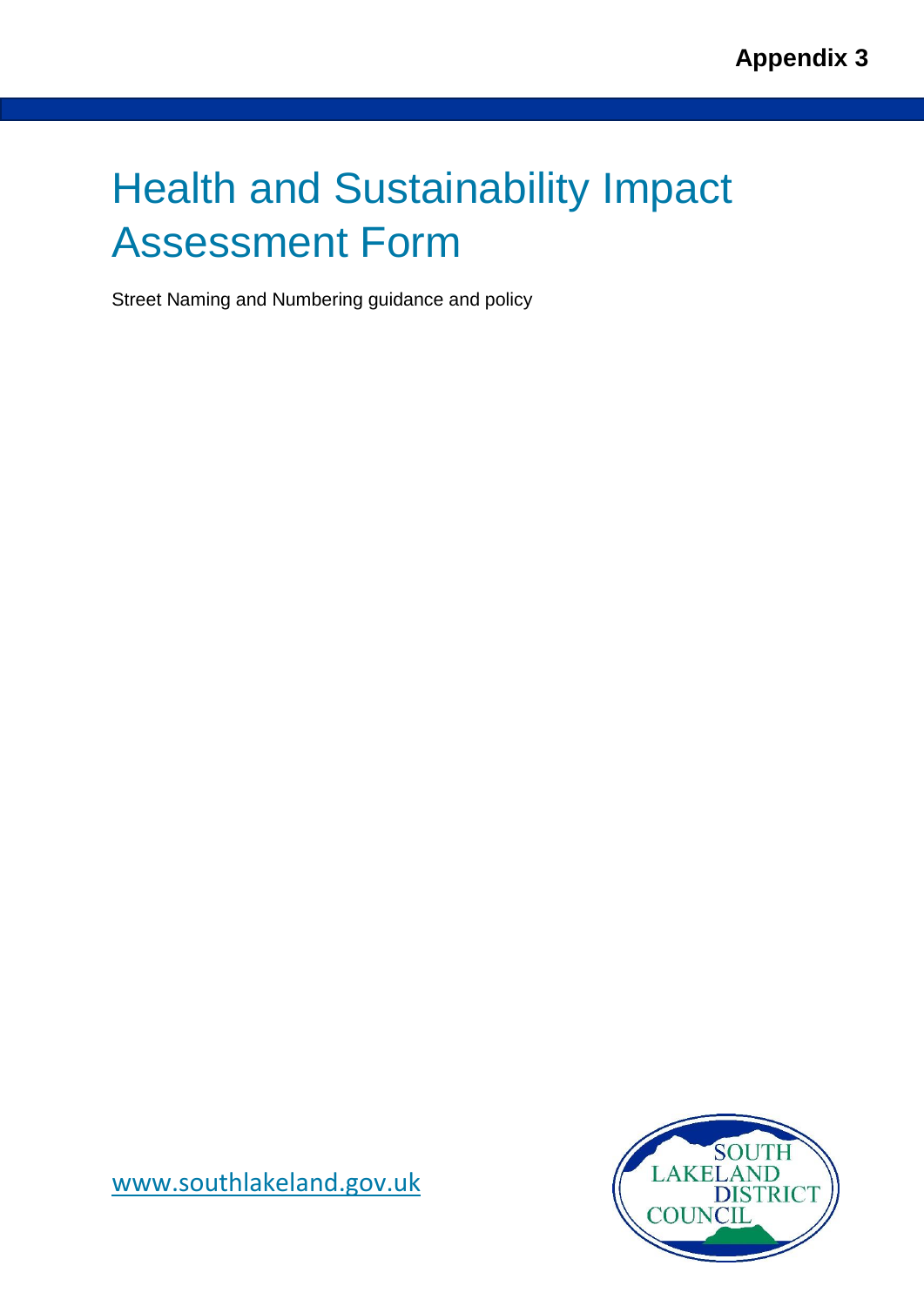**Appendix 3**

# Health and Sustainability Impact Assessment Form

Street Naming and Numbering guidance and policy

[www.southlakeland.gov.uk](http://www.southlakeland.gov.uk)

SOUTH LAKELAND DISTRICT COUNCIL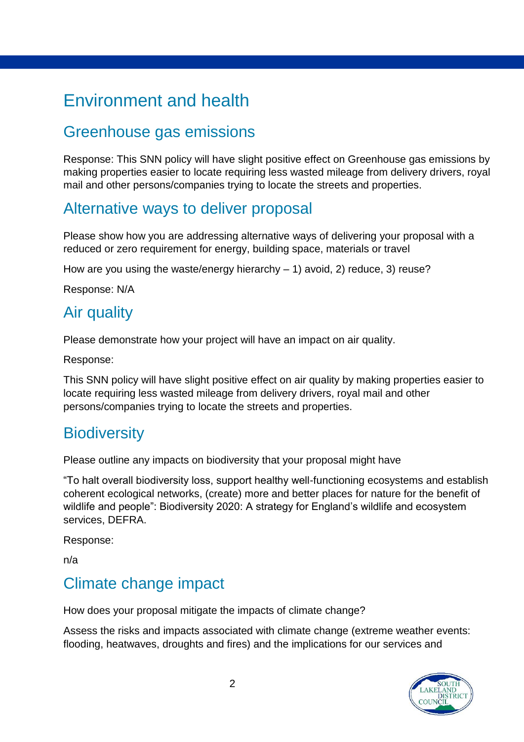# Environment and health

## Greenhouse gas emissions

Response: This SNN policy will have slight positive effect on Greenhouse gas emissions by making properties easier to locate requiring less wasted mileage from delivery drivers, royal mail and other persons/companies trying to locate the streets and properties.

## Alternative ways to deliver proposal

Please show how you are addressing alternative ways of delivering your proposal with a reduced or zero requirement for energy, building space, materials or travel

How are you using the waste/energy hierarchy – 1) avoid, 2) reduce, 3) reuse?

Response: N/A

## Air quality

Please demonstrate how your project will have an impact on air quality.

Response:

This SNN policy will have slight positive effect on air quality by making properties easier to locate requiring less wasted mileage from delivery drivers, royal mail and other persons/companies trying to locate the streets and properties.

## Biodiversity

Please outline any impacts on biodiversity that your proposal might have

"To halt overall biodiversity loss, support healthy well-functioning ecosystems and establish coherent ecological networks, (create) more and better places for nature for the benefit of wildlife and people": Biodiversity 2020: A strategy for England's wildlife and ecosystem services, DEFRA.

Response:

n/a

## Climate change impact

How does your proposal mitigate the impacts of climate change?

Assess the risks and impacts associated with climate change (extreme weather events: flooding, heatwaves, droughts and fires) and the implications for our services and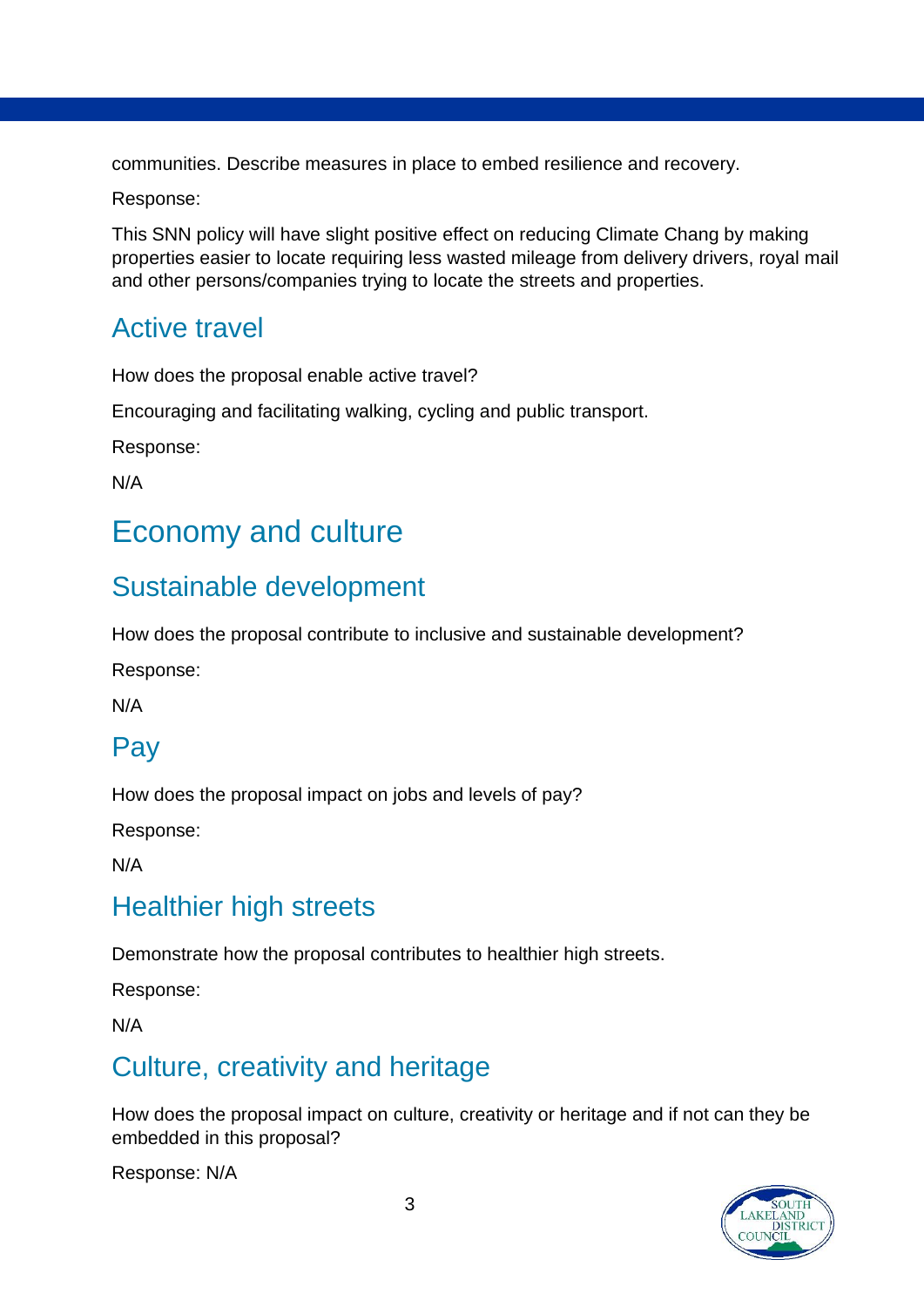communities. Describe measures in place to embed resilience and recovery.

Response:

This SNN policy will have slight positive effect on reducing Climate Chang by making properties easier to locate requiring less wasted mileage from delivery drivers, royal mail and other persons/companies trying to locate the streets and properties.

## Active travel

How does the proposal enable active travel?

Encouraging and facilitating walking, cycling and public transport.

Response:

N/A

# Economy and culture

## Sustainable development

How does the proposal contribute to inclusive and sustainable development?

Response:

N/A

## Pay

How does the proposal impact on jobs and levels of pay?

Response:

N/A

## Healthier high streets

Demonstrate how the proposal contributes to healthier high streets.

Response:

N/A

## Culture, creativity and heritage

How does the proposal impact on culture, creativity or heritage and if not can they be embedded in this proposal?

Response: N/A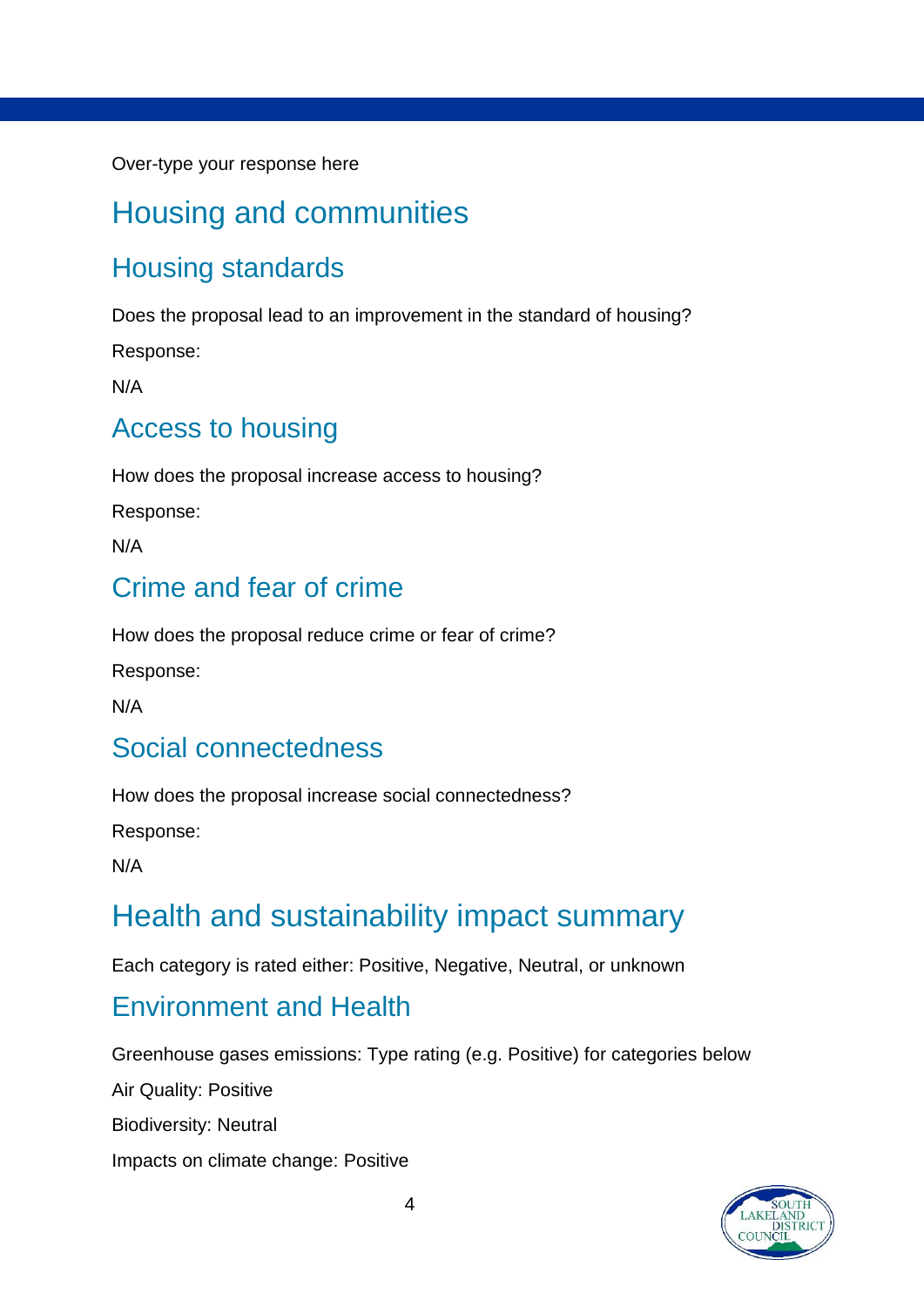Over-type your response here

# Housing and communities

## Housing standards

Does the proposal lead to an improvement in the standard of housing?

Response:

N/A

## Access to housing

How does the proposal increase access to housing?

Response:

N/A

## Crime and fear of crime

How does the proposal reduce crime or fear of crime?

Response:

N/A

## Social connectedness

How does the proposal increase social connectedness?

Response:

N/A

# Health and sustainability impact summary

Each category is rated either: Positive, Negative, Neutral, or unknown

## Environment and Health

Greenhouse gases emissions: Type rating (e.g. Positive) for categories below

Air Quality: Positive

Biodiversity: Neutral

Impacts on climate change: Positive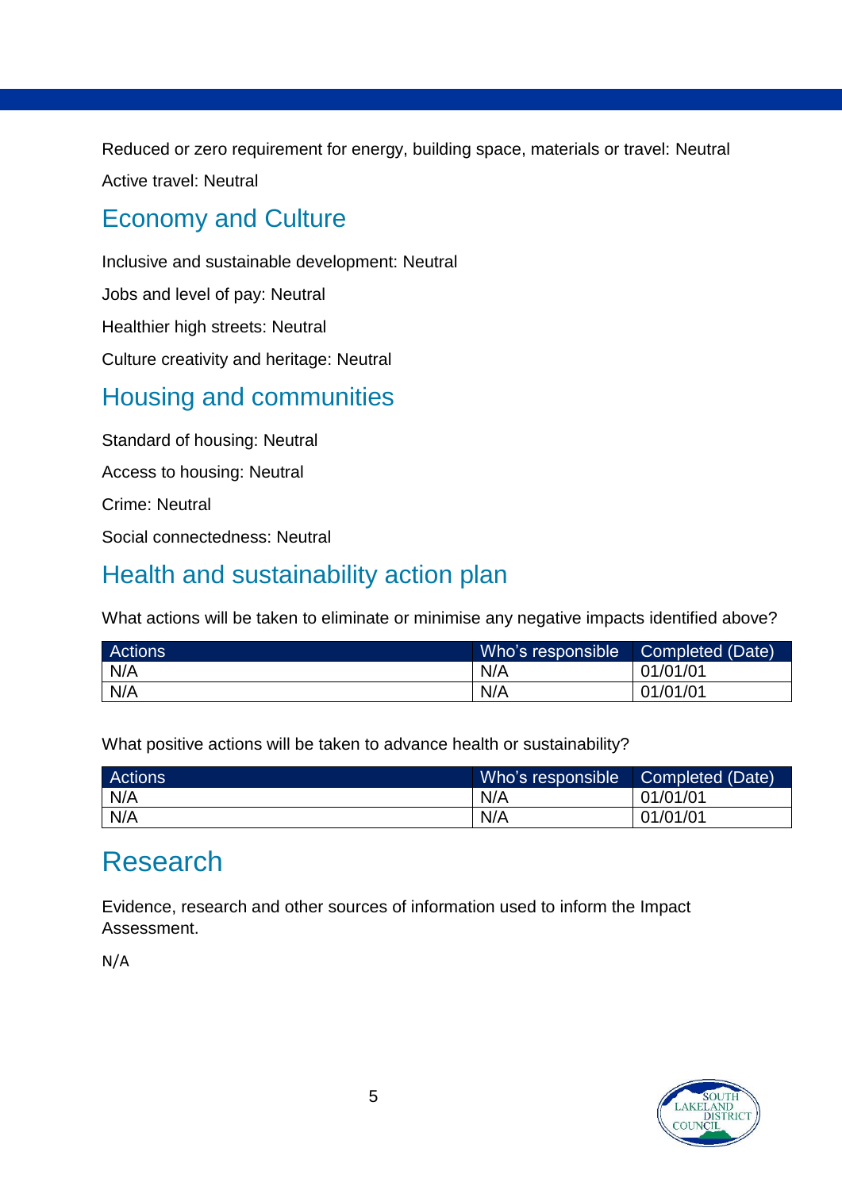Reduced or zero requirement for energy, building space, materials or travel: Neutral

Active travel: Neutral

## Economy and Culture

Inclusive and sustainable development: Neutral

Jobs and level of pay: Neutral

Healthier high streets: Neutral

Culture creativity and heritage: Neutral

## Housing and communities

Standard of housing: Neutral

Access to housing: Neutral

Crime: Neutral

Social connectedness: Neutral

## Health and sustainability action plan

What actions will be taken to eliminate or minimise any negative impacts identified above?

| Actions | Who's responsible | Completed (Date) |
|---|---|---|
| N/A | N/A | 01/01/01 |
| N/A | N/A | 01/01/01 |

What positive actions will be taken to advance health or sustainability?

| Actions | Who's responsible | Completed (Date) |
|---|---|---|
| N/A | N/A | 01/01/01 |
| N/A | N/A | 01/01/01 |

# Research

Evidence, research and other sources of information used to inform the Impact Assessment.

N/A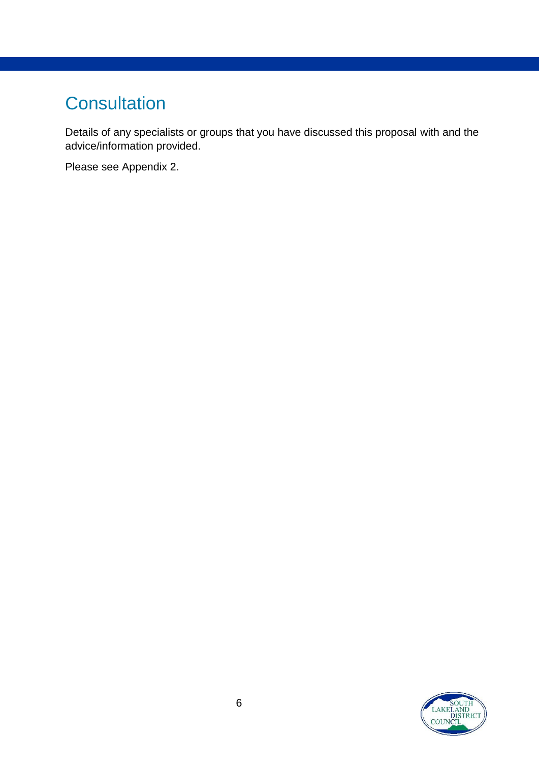# Consultation

Details of any specialists or groups that you have discussed this proposal with and the advice/information provided.

Please see Appendix 2.